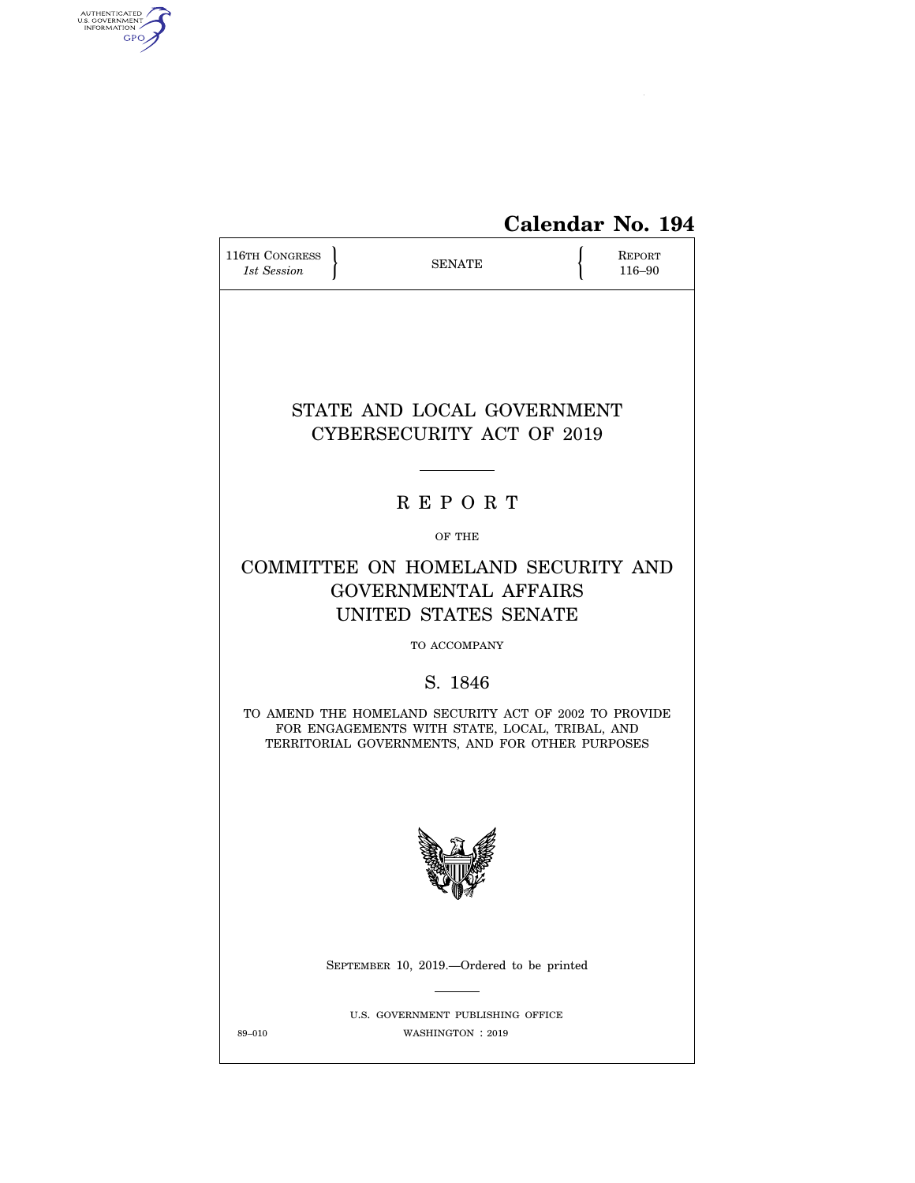Calendar No. 194

116TH CONGRESS
*1st Session*

SENATE

REPORT
116–90

# STATE AND LOCAL GOVERNMENT CYBERSECURITY ACT OF 2019

## R E P O R T

OF THE

## COMMITTEE ON HOMELAND SECURITY AND GOVERNMENTAL AFFAIRS UNITED STATES SENATE

TO ACCOMPANY

## S. 1846

TO AMEND THE HOMELAND SECURITY ACT OF 2002 TO PROVIDE FOR ENGAGEMENTS WITH STATE, LOCAL, TRIBAL, AND TERRITORIAL GOVERNMENTS, AND FOR OTHER PURPOSES

SEPTEMBER 10, 2019.—Ordered to be printed

U.S. GOVERNMENT PUBLISHING OFFICE

89–010 WASHINGTON : 2019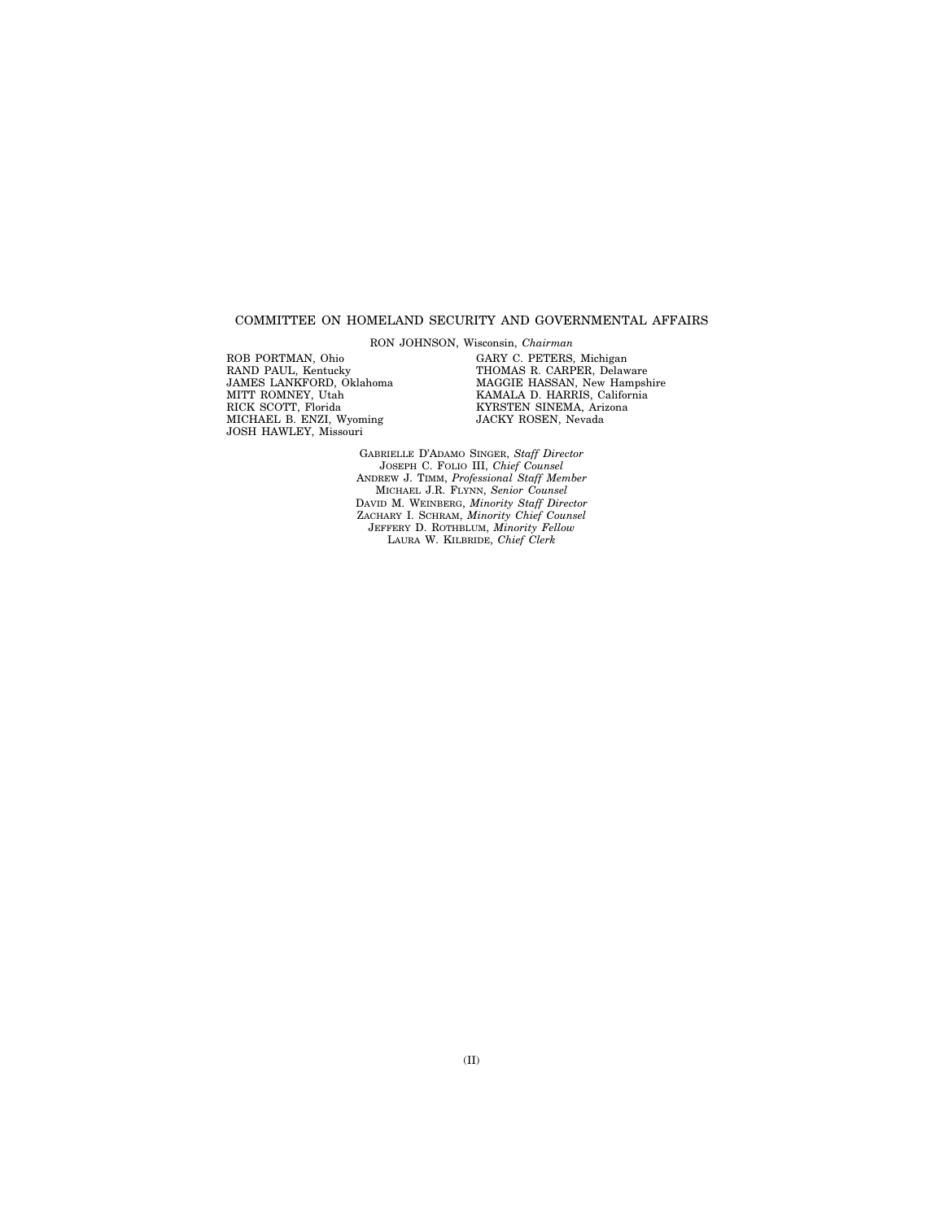COMMITTEE ON HOMELAND SECURITY AND GOVERNMENTAL AFFAIRS

RON JOHNSON, Wisconsin, *Chairman*

ROB PORTMAN, Ohio
RAND PAUL, Kentucky
JAMES LANKFORD, Oklahoma
MITT ROMNEY, Utah
RICK SCOTT, Florida
MICHAEL B. ENZI, Wyoming
JOSH HAWLEY, Missouri

GARY C. PETERS, Michigan
THOMAS R. CARPER, Delaware
MAGGIE HASSAN, New Hampshire
KAMALA D. HARRIS, California
KYRSTEN SINEMA, Arizona
JACKY ROSEN, Nevada

GABRIELLE D'ADAMO SINGER, *Staff Director*
JOSEPH C. FOLIO III, *Chief Counsel*
ANDREW J. TIMM, *Professional Staff Member*
MICHAEL J.R. FLYNN, *Senior Counsel*
DAVID M. WEINBERG, *Minority Staff Director*
ZACHARY I. SCHRAM, *Minority Chief Counsel*
JEFFERY D. ROTHBLUM, *Minority Fellow*
LAURA W. KILBRIDE, *Chief Clerk*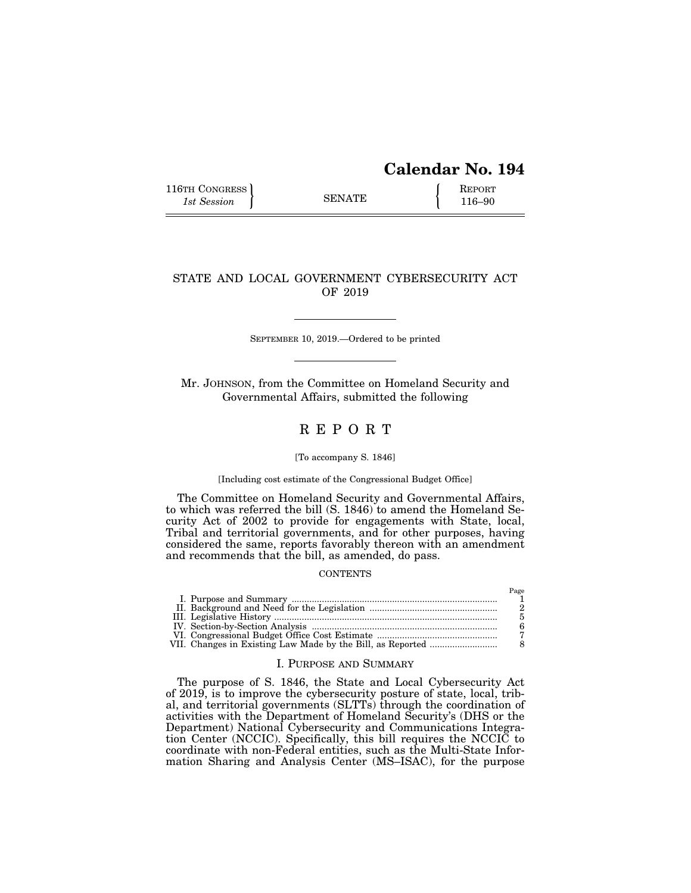# Calendar No. 194

116TH CONGRESS
*1st Session*

SENATE

REPORT
116–90

## STATE AND LOCAL GOVERNMENT CYBERSECURITY ACT OF 2019

SEPTEMBER 10, 2019.—Ordered to be printed

Mr. JOHNSON, from the Committee on Homeland Security and Governmental Affairs, submitted the following

## R E P O R T

[To accompany S. 1846]

[Including cost estimate of the Congressional Budget Office]

The Committee on Homeland Security and Governmental Affairs, to which was referred the bill (S. 1846) to amend the Homeland Security Act of 2002 to provide for engagements with State, local, Tribal and territorial governments, and for other purposes, having considered the same, reports favorably thereon with an amendment and recommends that the bill, as amended, do pass.

CONTENTS

| | Page |
|---|---|
| I. Purpose and Summary | 1 |
| II. Background and Need for the Legislation | 2 |
| III. Legislative History | 5 |
| IV. Section-by-Section Analysis | 6 |
| VI. Congressional Budget Office Cost Estimate | 7 |
| VII. Changes in Existing Law Made by the Bill, as Reported | 8 |

## I. PURPOSE AND SUMMARY

The purpose of S. 1846, the State and Local Cybersecurity Act of 2019, is to improve the cybersecurity posture of state, local, tribal, and territorial governments (SLTTs) through the coordination of activities with the Department of Homeland Security's (DHS or the Department) National Cybersecurity and Communications Integration Center (NCCIC). Specifically, this bill requires the NCCIC to coordinate with non-Federal entities, such as the Multi-State Information Sharing and Analysis Center (MS–ISAC), for the purpose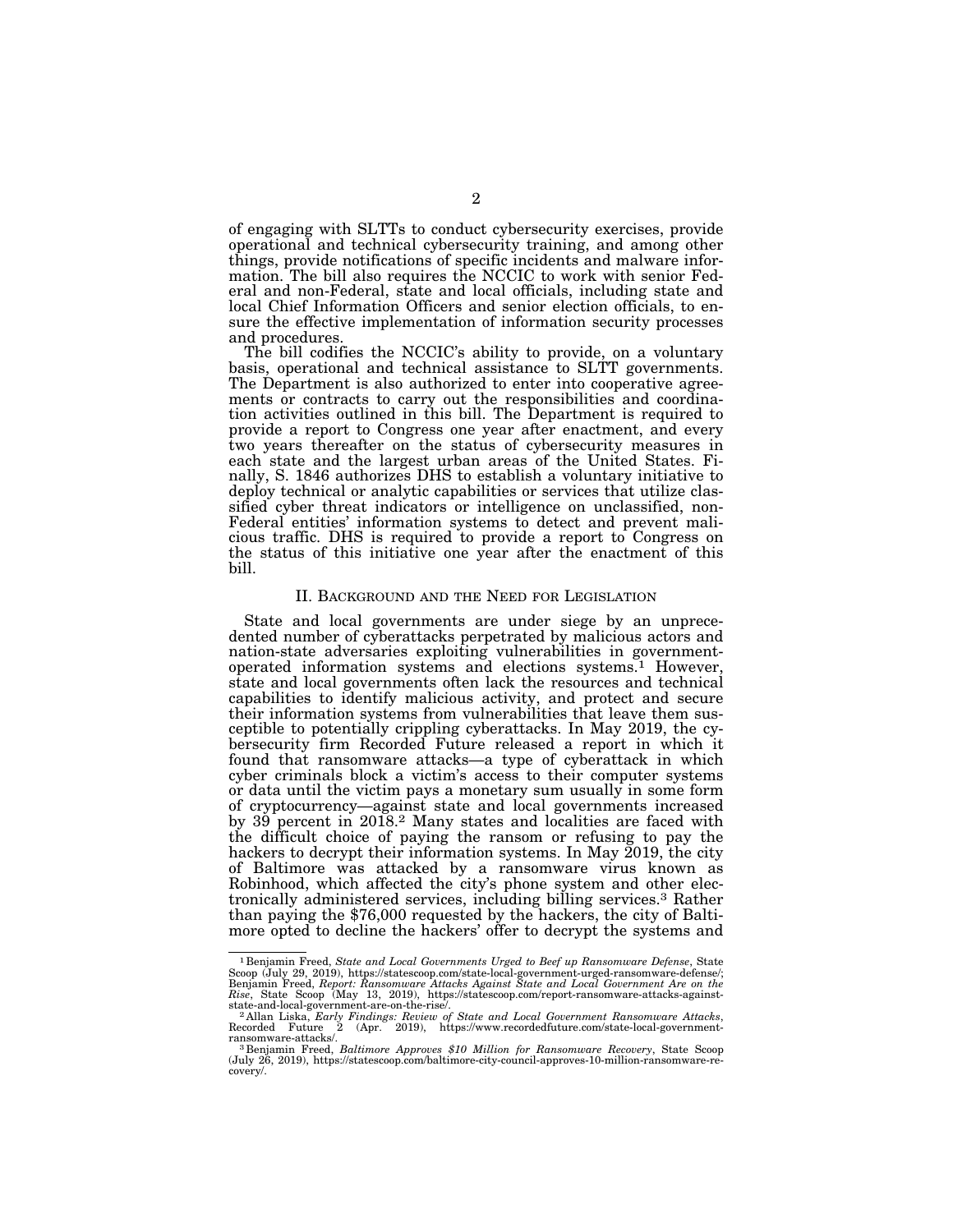of engaging with SLTTs to conduct cybersecurity exercises, provide operational and technical cybersecurity training, and among other things, provide notifications of specific incidents and malware information. The bill also requires the NCCIC to work with senior Federal and non-Federal, state and local officials, including state and local Chief Information Officers and senior election officials, to ensure the effective implementation of information security processes and procedures.

The bill codifies the NCCIC's ability to provide, on a voluntary basis, operational and technical assistance to SLTT governments. The Department is also authorized to enter into cooperative agreements or contracts to carry out the responsibilities and coordination activities outlined in this bill. The Department is required to provide a report to Congress one year after enactment, and every two years thereafter on the status of cybersecurity measures in each state and the largest urban areas of the United States. Finally, S. 1846 authorizes DHS to establish a voluntary initiative to deploy technical or analytic capabilities or services that utilize classified cyber threat indicators or intelligence on unclassified, non-Federal entities' information systems to detect and prevent malicious traffic. DHS is required to provide a report to Congress on the status of this initiative one year after the enactment of this bill.

## II. Background and the Need for Legislation

State and local governments are under siege by an unprecedented number of cyberattacks perpetrated by malicious actors and nation-state adversaries exploiting vulnerabilities in government-operated information systems and elections systems.[1] However, state and local governments often lack the resources and technical capabilities to identify malicious activity, and protect and secure their information systems from vulnerabilities that leave them susceptible to potentially crippling cyberattacks. In May 2019, the cybersecurity firm Recorded Future released a report in which it found that ransomware attacks—a type of cyberattack in which cyber criminals block a victim's access to their computer systems or data until the victim pays a monetary sum usually in some form of cryptocurrency—against state and local governments increased by 39 percent in 2018.[2] Many states and localities are faced with the difficult choice of paying the ransom or refusing to pay the hackers to decrypt their information systems. In May 2019, the city of Baltimore was attacked by a ransomware virus known as Robinhood, which affected the city's phone system and other electronically administered services, including billing services.[3] Rather than paying the $76,000 requested by the hackers, the city of Baltimore opted to decline the hackers' offer to decrypt the systems and

---

[1] Benjamin Freed, *State and Local Governments Urged to Beef up Ransomware Defense*, State Scoop (July 29, 2019), https://statescoop.com/state-local-government-urged-ransomware-defense/; Benjamin Freed, *Report: Ransomware Attacks Against State and Local Government Are on the Rise*, State Scoop (May 13, 2019), https://statescoop.com/report-ransomware-attacks-against-state-and-local-government-are-on-the-rise/.

[2] Allan Liska, *Early Findings: Review of State and Local Government Ransomware Attacks*, Recorded Future 2 (Apr. 2019), https://www.recordedfuture.com/state-local-government-ransomware-attacks/.

[3] Benjamin Freed, *Baltimore Approves $10 Million for Ransomware Recovery*, State Scoop (July 26, 2019), https://statescoop.com/baltimore-city-council-approves-10-million-ransomware-recovery/.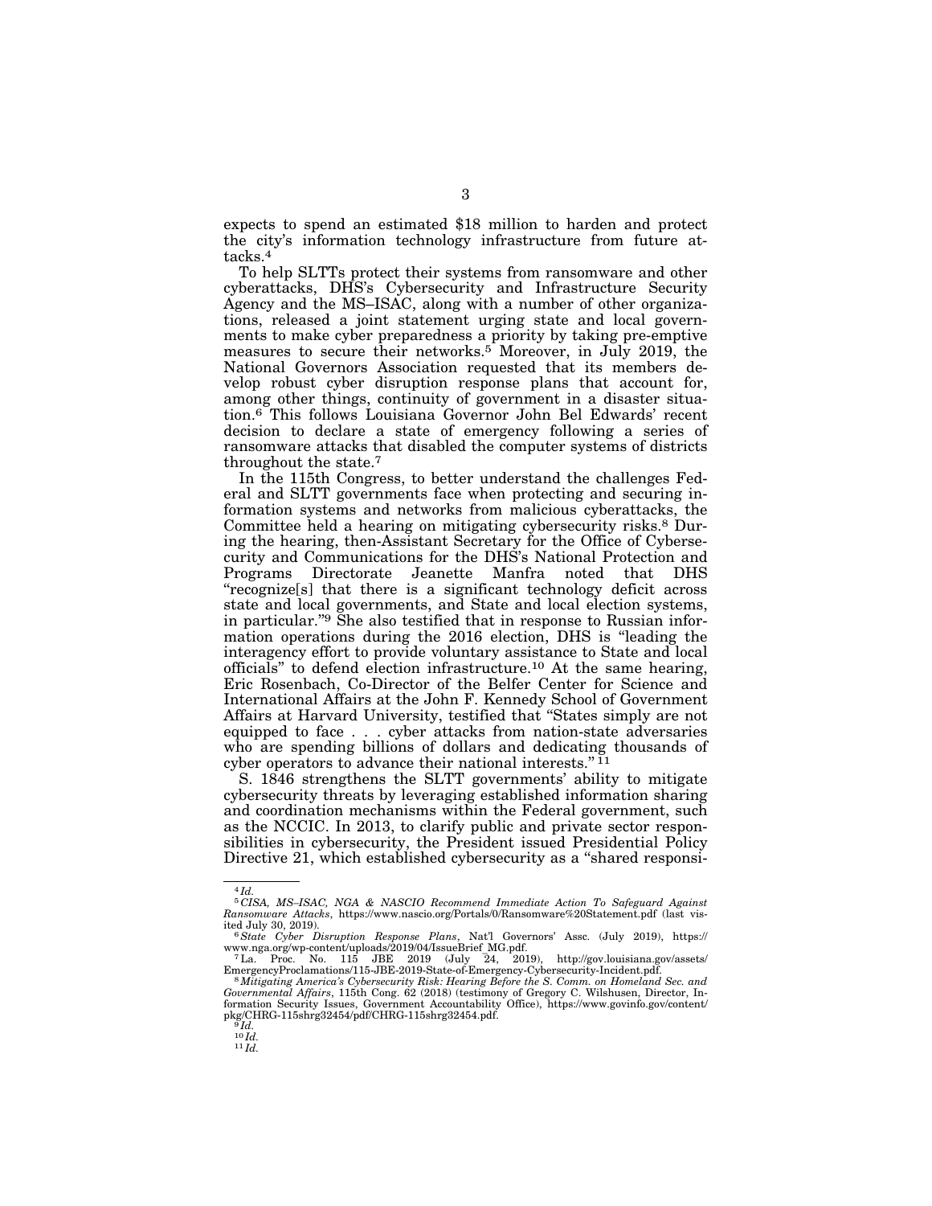expects to spend an estimated $18 million to harden and protect the city's information technology infrastructure from future attacks.[4]

To help SLTTs protect their systems from ransomware and other cyberattacks, DHS's Cybersecurity and Infrastructure Security Agency and the MS–ISAC, along with a number of other organizations, released a joint statement urging state and local governments to make cyber preparedness a priority by taking pre-emptive measures to secure their networks.[5] Moreover, in July 2019, the National Governors Association requested that its members develop robust cyber disruption response plans that account for, among other things, continuity of government in a disaster situation.[6] This follows Louisiana Governor John Bel Edwards' recent decision to declare a state of emergency following a series of ransomware attacks that disabled the computer systems of districts throughout the state.[7]

In the 115th Congress, to better understand the challenges Federal and SLTT governments face when protecting and securing information systems and networks from malicious cyberattacks, the Committee held a hearing on mitigating cybersecurity risks.[8] During the hearing, then-Assistant Secretary for the Office of Cybersecurity and Communications for the DHS's National Protection and Programs Directorate Jeanette Manfra noted that DHS "recognize[s] that there is a significant technology deficit across state and local governments, and State and local election systems, in particular."[9] She also testified that in response to Russian information operations during the 2016 election, DHS is "leading the interagency effort to provide voluntary assistance to State and local officials" to defend election infrastructure.[10] At the same hearing, Eric Rosenbach, Co-Director of the Belfer Center for Science and International Affairs at the John F. Kennedy School of Government Affairs at Harvard University, testified that "States simply are not equipped to face . . . cyber attacks from nation-state adversaries who are spending billions of dollars and dedicating thousands of cyber operators to advance their national interests."[11]

S. 1846 strengthens the SLTT governments' ability to mitigate cybersecurity threats by leveraging established information sharing and coordination mechanisms within the Federal government, such as the NCCIC. In 2013, to clarify public and private sector responsibilities in cybersecurity, the President issued Presidential Policy Directive 21, which established cybersecurity as a "shared responsi-

---

[4] *Id.*

[5] *CISA, MS–ISAC, NGA & NASCIO Recommend Immediate Action To Safeguard Against Ransomware Attacks*, https://www.nascio.org/Portals/0/Ransomware%20Statement.pdf (last visited July 30, 2019).

[6] *State Cyber Disruption Response Plans*, Nat'l Governors' Assc. (July 2019), https://www.nga.org/wp-content/uploads/2019/04/IssueBrief_MG.pdf.

[7] La. Proc. No. 115 JBE 2019 (July 24, 2019), http://gov.louisiana.gov/assets/EmergencyProclamations/115-JBE-2019-State-of-Emergency-Cybersecurity-Incident.pdf.

[8] *Mitigating America's Cybersecurity Risk: Hearing Before the S. Comm. on Homeland Sec. and Governmental Affairs*, 115th Cong. 62 (2018) (testimony of Gregory C. Wilshusen, Director, Information Security Issues, Government Accountability Office), https://www.govinfo.gov/content/pkg/CHRG-115shrg32454/pdf/CHRG-115shrg32454.pdf.

[9] *Id.*

[10] *Id.*

[11] *Id.*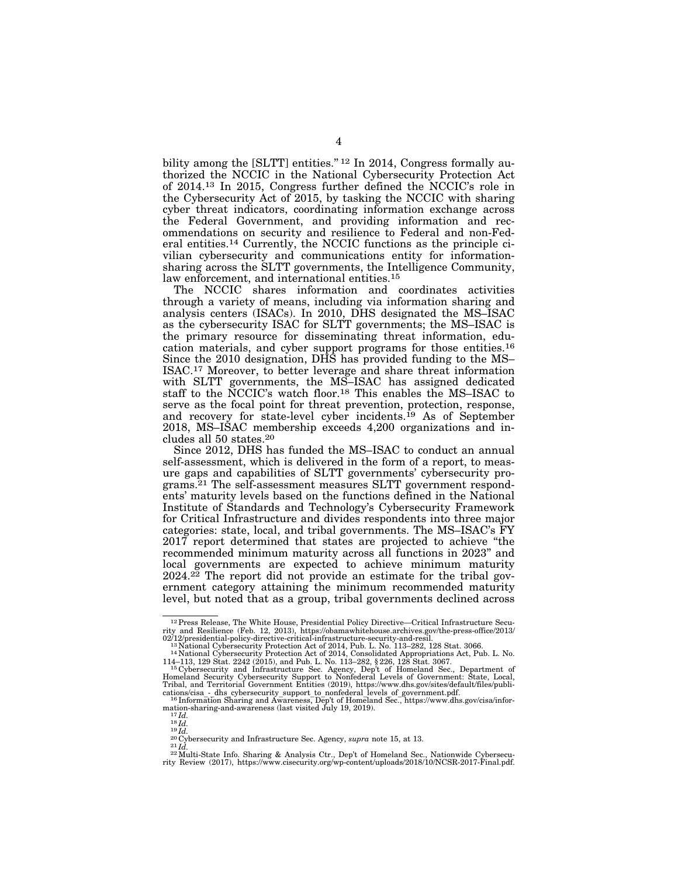bility among the [SLTT] entities." [12] In 2014, Congress formally authorized the NCCIC in the National Cybersecurity Protection Act of 2014.[13] In 2015, Congress further defined the NCCIC's role in the Cybersecurity Act of 2015, by tasking the NCCIC with sharing cyber threat indicators, coordinating information exchange across the Federal Government, and providing information and recommendations on security and resilience to Federal and non-Federal entities.[14] Currently, the NCCIC functions as the principle civilian cybersecurity and communications entity for information-sharing across the SLTT governments, the Intelligence Community, law enforcement, and international entities.[15]

The NCCIC shares information and coordinates activities through a variety of means, including via information sharing and analysis centers (ISACs). In 2010, DHS designated the MS–ISAC as the cybersecurity ISAC for SLTT governments; the MS–ISAC is the primary resource for disseminating threat information, education materials, and cyber support programs for those entities.[16] Since the 2010 designation, DHS has provided funding to the MS–ISAC.[17] Moreover, to better leverage and share threat information with SLTT governments, the MS–ISAC has assigned dedicated staff to the NCCIC's watch floor.[18] This enables the MS–ISAC to serve as the focal point for threat prevention, protection, response, and recovery for state-level cyber incidents.[19] As of September 2018, MS–ISAC membership exceeds 4,200 organizations and includes all 50 states.[20]

Since 2012, DHS has funded the MS–ISAC to conduct an annual self-assessment, which is delivered in the form of a report, to measure gaps and capabilities of SLTT governments' cybersecurity programs.[21] The self-assessment measures SLTT government respondents' maturity levels based on the functions defined in the National Institute of Standards and Technology's Cybersecurity Framework for Critical Infrastructure and divides respondents into three major categories: state, local, and tribal governments. The MS–ISAC's FY 2017 report determined that states are projected to achieve "the recommended minimum maturity across all functions in 2023" and local governments are expected to achieve minimum maturity 2024.[22] The report did not provide an estimate for the tribal government category attaining the minimum recommended maturity level, but noted that as a group, tribal governments declined across

---

[12] Press Release, The White House, Presidential Policy Directive—Critical Infrastructure Security and Resilience (Feb. 12, 2013), https://obamawhitehouse.archives.gov/the-press-office/2013/02/12/presidential-policy-directive-critical-infrastructure-security-and-resil.

[13] National Cybersecurity Protection Act of 2014, Pub. L. No. 113–282, 128 Stat. 3066.

[14] National Cybersecurity Protection Act of 2014, Consolidated Appropriations Act, Pub. L. No. 114–113, 129 Stat. 2242 (2015), and Pub. L. No. 113–282, § 226, 128 Stat. 3067.

[15] Cybersecurity and Infrastructure Sec. Agency, Dep't of Homeland Sec., Department of Homeland Security Cybersecurity Support to Nonfederal Levels of Government: State, Local, Tribal, and Territorial Government Entities (2019), https://www.dhs.gov/sites/default/files/publications/cisa_-_dhs_cybersecurity_support_to_nonfederal_levels_of_government.pdf.

[16] Information Sharing and Awareness, Dep't of Homeland Sec., https://www.dhs.gov/cisa/information-sharing-and-awareness (last visited July 19, 2019).

[17] *Id.*

[18] *Id.*

[19] *Id.*

[20] Cybersecurity and Infrastructure Sec. Agency, *supra* note 15, at 13.

[21] *Id.*

[22] Multi-State Info. Sharing & Analysis Ctr., Dep't of Homeland Sec., Nationwide Cybersecurity Review (2017), https://www.cisecurity.org/wp-content/uploads/2018/10/NCSR-2017-Final.pdf.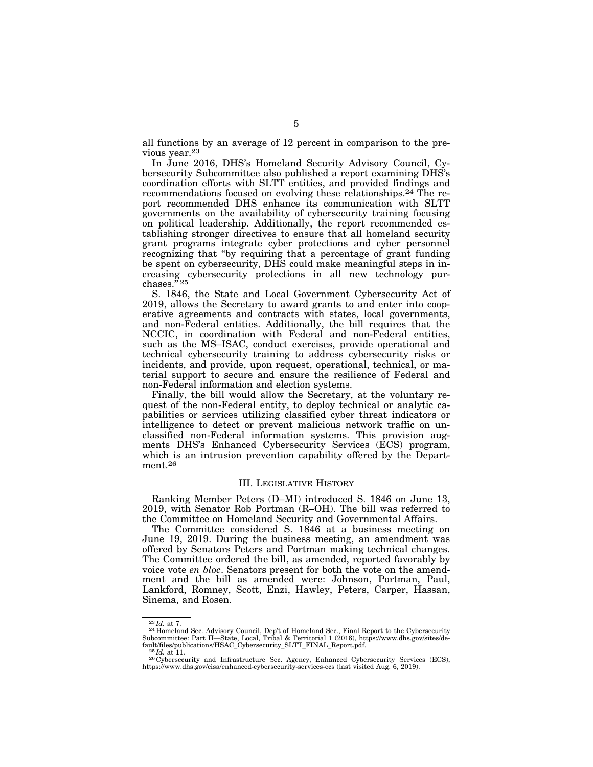all functions by an average of 12 percent in comparison to the previous year.[23]

In June 2016, DHS's Homeland Security Advisory Council, Cybersecurity Subcommittee also published a report examining DHS's coordination efforts with SLTT entities, and provided findings and recommendations focused on evolving these relationships.[24] The report recommended DHS enhance its communication with SLTT governments on the availability of cybersecurity training focusing on political leadership. Additionally, the report recommended establishing stronger directives to ensure that all homeland security grant programs integrate cyber protections and cyber personnel recognizing that "by requiring that a percentage of grant funding be spent on cybersecurity, DHS could make meaningful steps in increasing cybersecurity protections in all new technology purchases."[25]

S. 1846, the State and Local Government Cybersecurity Act of 2019, allows the Secretary to award grants to and enter into cooperative agreements and contracts with states, local governments, and non-Federal entities. Additionally, the bill requires that the NCCIC, in coordination with Federal and non-Federal entities, such as the MS–ISAC, conduct exercises, provide operational and technical cybersecurity training to address cybersecurity risks or incidents, and provide, upon request, operational, technical, or material support to secure and ensure the resilience of Federal and non-Federal information and election systems.

Finally, the bill would allow the Secretary, at the voluntary request of the non-Federal entity, to deploy technical or analytic capabilities or services utilizing classified cyber threat indicators or intelligence to detect or prevent malicious network traffic on unclassified non-Federal information systems. This provision augments DHS's Enhanced Cybersecurity Services (ECS) program, which is an intrusion prevention capability offered by the Department.[26]

## III. Legislative History

Ranking Member Peters (D–MI) introduced S. 1846 on June 13, 2019, with Senator Rob Portman (R–OH). The bill was referred to the Committee on Homeland Security and Governmental Affairs.

The Committee considered S. 1846 at a business meeting on June 19, 2019. During the business meeting, an amendment was offered by Senators Peters and Portman making technical changes. The Committee ordered the bill, as amended, reported favorably by voice vote *en bloc*. Senators present for both the vote on the amendment and the bill as amended were: Johnson, Portman, Paul, Lankford, Romney, Scott, Enzi, Hawley, Peters, Carper, Hassan, Sinema, and Rosen.

---

[23] *Id.* at 7.

[24] Homeland Sec. Advisory Council, Dep't of Homeland Sec., Final Report to the Cybersecurity Subcommittee: Part II—State, Local, Tribal & Territorial 1 (2016), https://www.dhs.gov/sites/default/files/publications/HSAC_Cybersecurity_SLTT_FINAL_Report.pdf.

[25] *Id.* at 11.

[26] Cybersecurity and Infrastructure Sec. Agency, Enhanced Cybersecurity Services (ECS), https://www.dhs.gov/cisa/enhanced-cybersecurity-services-ecs (last visited Aug. 6, 2019).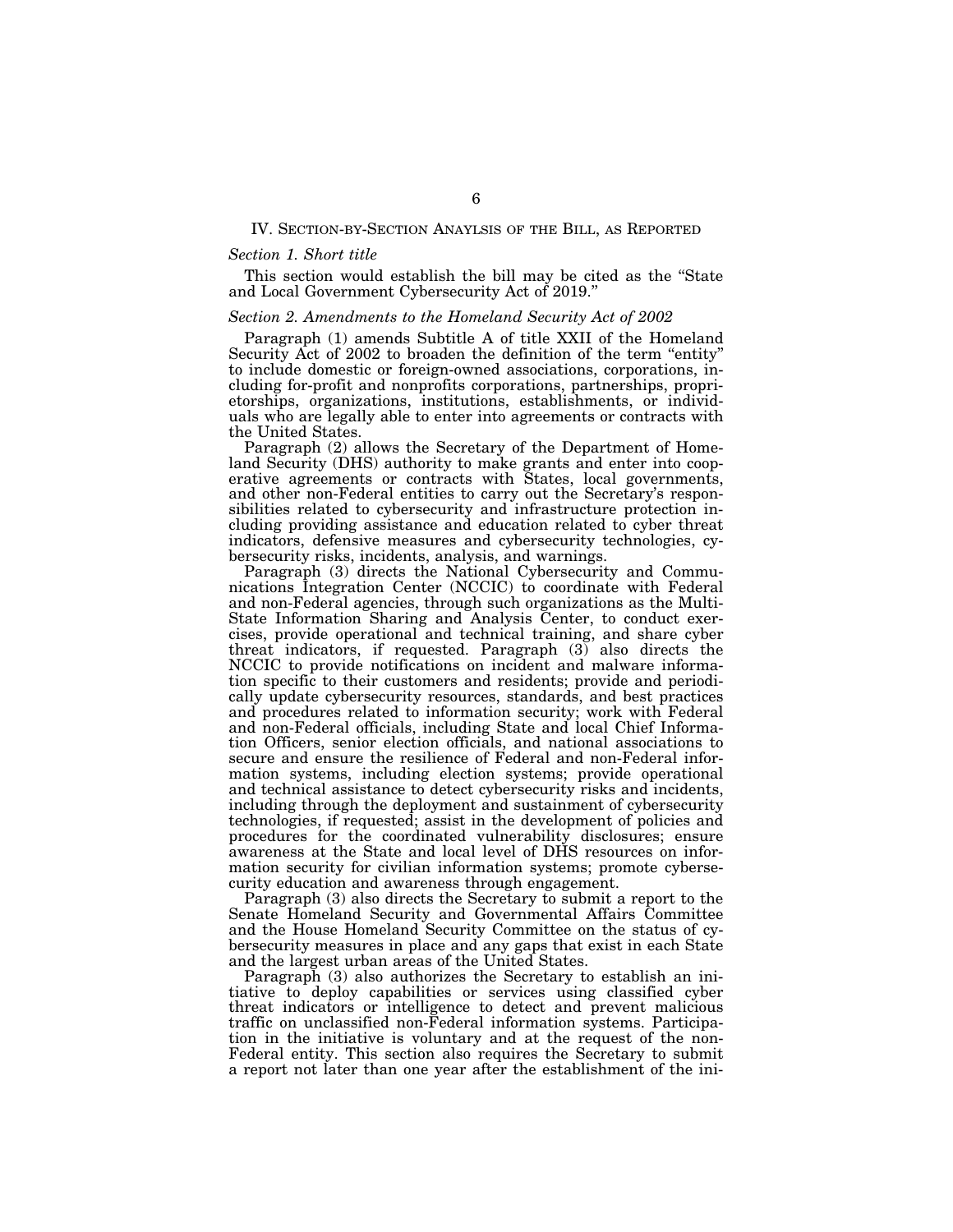## IV. Section-by-Section Anaylsis of the Bill, as Reported

### *Section 1. Short title*

This section would establish the bill may be cited as the "State and Local Government Cybersecurity Act of 2019."

### *Section 2. Amendments to the Homeland Security Act of 2002*

Paragraph (1) amends Subtitle A of title XXII of the Homeland Security Act of 2002 to broaden the definition of the term "entity" to include domestic or foreign-owned associations, corporations, including for-profit and nonprofits corporations, partnerships, proprietorships, organizations, institutions, establishments, or individuals who are legally able to enter into agreements or contracts with the United States.

Paragraph (2) allows the Secretary of the Department of Homeland Security (DHS) authority to make grants and enter into cooperative agreements or contracts with States, local governments, and other non-Federal entities to carry out the Secretary's responsibilities related to cybersecurity and infrastructure protection including providing assistance and education related to cyber threat indicators, defensive measures and cybersecurity technologies, cybersecurity risks, incidents, analysis, and warnings.

Paragraph (3) directs the National Cybersecurity and Communications Integration Center (NCCIC) to coordinate with Federal and non-Federal agencies, through such organizations as the Multi-State Information Sharing and Analysis Center, to conduct exercises, provide operational and technical training, and share cyber threat indicators, if requested. Paragraph (3) also directs the NCCIC to provide notifications on incident and malware information specific to their customers and residents; provide and periodically update cybersecurity resources, standards, and best practices and procedures related to information security; work with Federal and non-Federal officials, including State and local Chief Information Officers, senior election officials, and national associations to secure and ensure the resilience of Federal and non-Federal information systems, including election systems; provide operational and technical assistance to detect cybersecurity risks and incidents, including through the deployment and sustainment of cybersecurity technologies, if requested; assist in the development of policies and procedures for the coordinated vulnerability disclosures; ensure awareness at the State and local level of DHS resources on information security for civilian information systems; promote cybersecurity education and awareness through engagement.

Paragraph (3) also directs the Secretary to submit a report to the Senate Homeland Security and Governmental Affairs Committee and the House Homeland Security Committee on the status of cybersecurity measures in place and any gaps that exist in each State and the largest urban areas of the United States.

Paragraph (3) also authorizes the Secretary to establish an initiative to deploy capabilities or services using classified cyber threat indicators or intelligence to detect and prevent malicious traffic on unclassified non-Federal information systems. Participation in the initiative is voluntary and at the request of the non-Federal entity. This section also requires the Secretary to submit a report not later than one year after the establishment of the ini-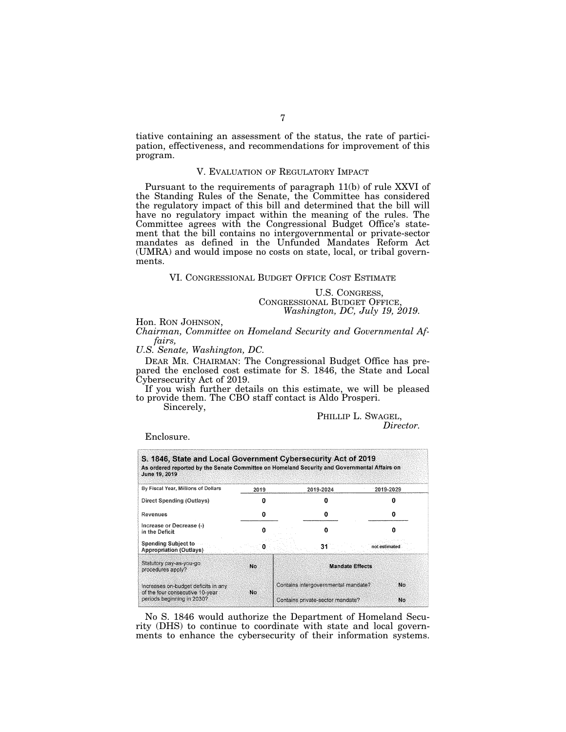tiative containing an assessment of the status, the rate of participation, effectiveness, and recommendations for improvement of this program.

## V. EVALUATION OF REGULATORY IMPACT

Pursuant to the requirements of paragraph 11(b) of rule XXVI of the Standing Rules of the Senate, the Committee has considered the regulatory impact of this bill and determined that the bill will have no regulatory impact within the meaning of the rules. The Committee agrees with the Congressional Budget Office's statement that the bill contains no intergovernmental or private-sector mandates as defined in the Unfunded Mandates Reform Act (UMRA) and would impose no costs on state, local, or tribal governments.

## VI. CONGRESSIONAL BUDGET OFFICE COST ESTIMATE

U.S. CONGRESS,
CONGRESSIONAL BUDGET OFFICE,
*Washington, DC, July 19, 2019.*

Hon. RON JOHNSON,
*Chairman, Committee on Homeland Security and Governmental Affairs,*
*U.S. Senate, Washington, DC.*

DEAR MR. CHAIRMAN: The Congressional Budget Office has prepared the enclosed cost estimate for S. 1846, the State and Local Cybersecurity Act of 2019.

If you wish further details on this estimate, we will be pleased to provide them. The CBO staff contact is Aldo Prosperi.

Sincerely,

PHILLIP L. SWAGEL,
*Director.*

Enclosure.

**S. 1846, State and Local Government Cybersecurity Act of 2019**
**As ordered reported by the Senate Committee on Homeland Security and Governmental Affairs on June 19, 2019**

| By Fiscal Year, Millions of Dollars | 2019 | 2019-2024 | 2019-2029 |
|---|---|---|---|
| Direct Spending (Outlays) | 0 | 0 | 0 |
| Revenues | 0 | 0 | 0 |
| Increase or Decrease (-) in the Deficit | 0 | 0 | 0 |
| Spending Subject to Appropriation (Outlays) | 0 | 31 | not estimated |

| | | Mandate Effects | |
|---|---|---|---|
| Statutory pay-as-you-go procedures apply? | No | | |
| Increases on-budget deficits in any of the four consecutive 10-year periods beginning in 2030? | No | Contains intergovernmental mandate? | No |
| | | Contains private-sector mandate? | No |

No S. 1846 would authorize the Department of Homeland Security (DHS) to continue to coordinate with state and local governments to enhance the cybersecurity of their information systems.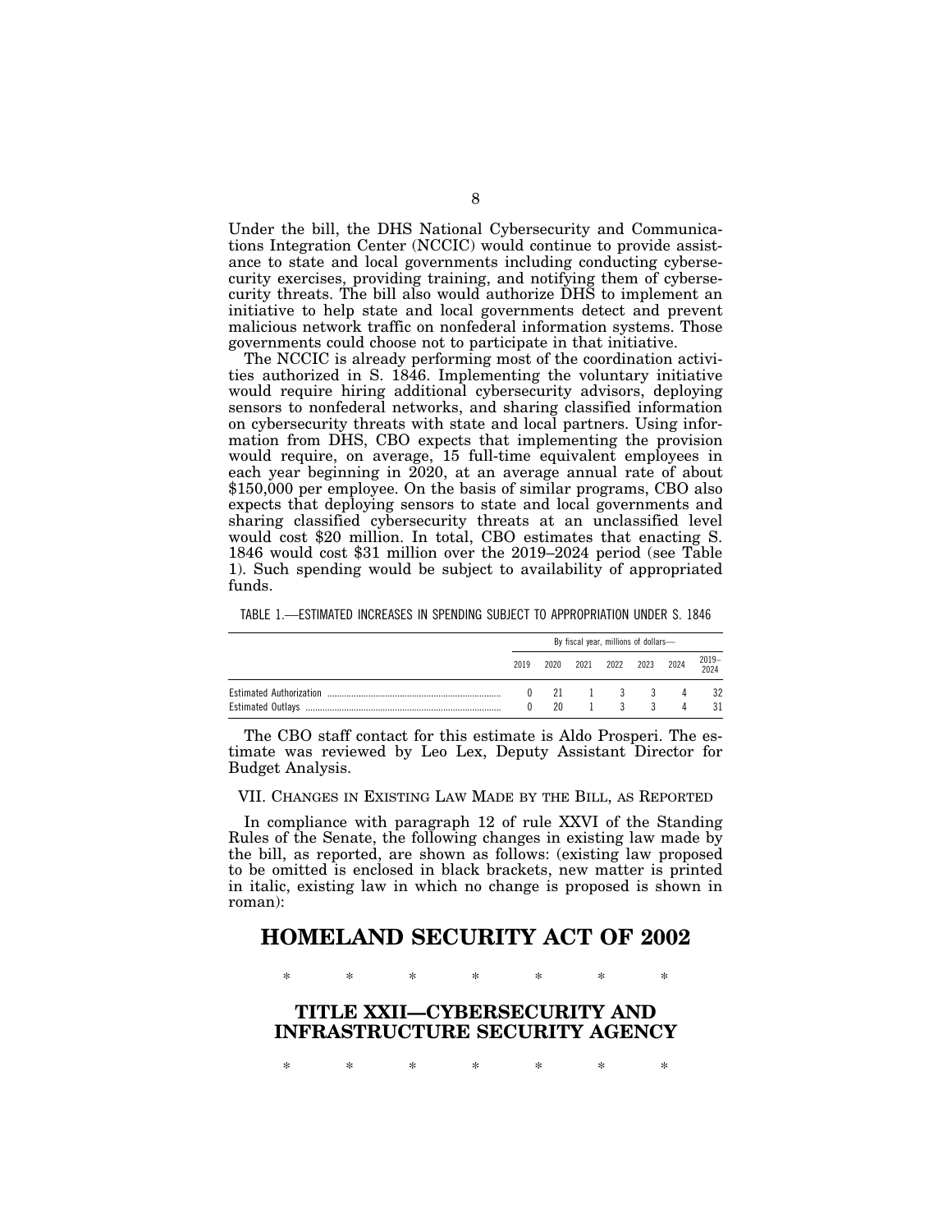Under the bill, the DHS National Cybersecurity and Communications Integration Center (NCCIC) would continue to provide assistance to state and local governments including conducting cybersecurity exercises, providing training, and notifying them of cybersecurity threats. The bill also would authorize DHS to implement an initiative to help state and local governments detect and prevent malicious network traffic on nonfederal information systems. Those governments could choose not to participate in that initiative.

The NCCIC is already performing most of the coordination activities authorized in S. 1846. Implementing the voluntary initiative would require hiring additional cybersecurity advisors, deploying sensors to nonfederal networks, and sharing classified information on cybersecurity threats with state and local partners. Using information from DHS, CBO expects that implementing the provision would require, on average, 15 full-time equivalent employees in each year beginning in 2020, at an average annual rate of about $150,000 per employee. On the basis of similar programs, CBO also expects that deploying sensors to state and local governments and sharing classified cybersecurity threats at an unclassified level would cost $20 million. In total, CBO estimates that enacting S. 1846 would cost $31 million over the 2019–2024 period (see Table 1). Such spending would be subject to availability of appropriated funds.

TABLE 1.—ESTIMATED INCREASES IN SPENDING SUBJECT TO APPROPRIATION UNDER S. 1846

| | By fiscal year, millions of dollars— | | | | | | |
|---|---|---|---|---|---|---|---|
| | 2019 | 2020 | 2021 | 2022 | 2023 | 2024 | 2019–2024 |
| Estimated Authorization | 0 | 21 | 1 | 3 | 3 | 4 | 32 |
| Estimated Outlays | 0 | 20 | 1 | 3 | 3 | 4 | 31 |

The CBO staff contact for this estimate is Aldo Prosperi. The estimate was reviewed by Leo Lex, Deputy Assistant Director for Budget Analysis.

## VII. Changes in Existing Law Made by the Bill, as Reported

In compliance with paragraph 12 of rule XXVI of the Standing Rules of the Senate, the following changes in existing law made by the bill, as reported, are shown as follows: (existing law proposed to be omitted is enclosed in black brackets, new matter is printed in italic, existing law in which no change is proposed is shown in roman):

# HOMELAND SECURITY ACT OF 2002

\* \* \* \* \* \* \*

## TITLE XXII—CYBERSECURITY AND INFRASTRUCTURE SECURITY AGENCY

\* \* \* \* \* \* \*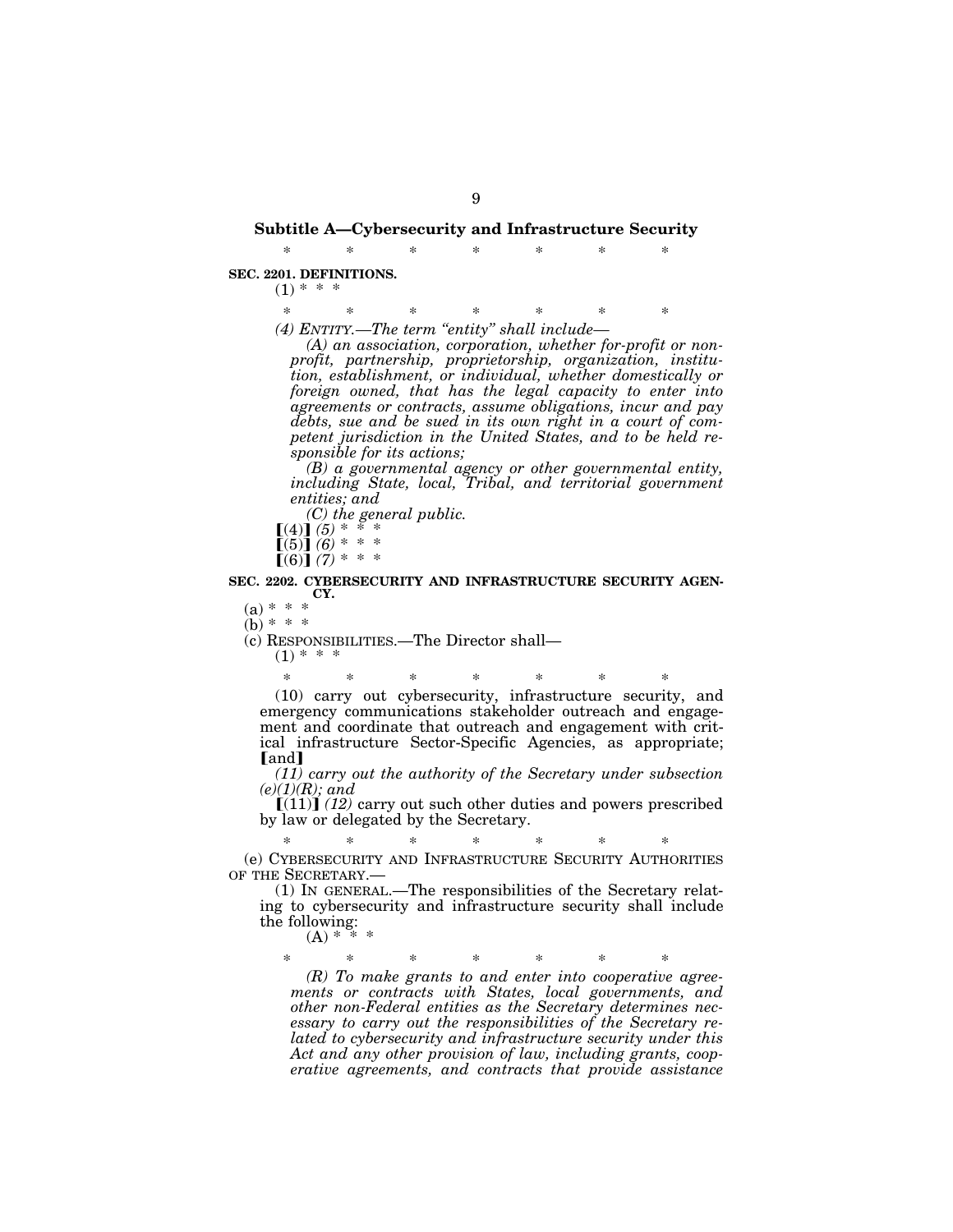## Subtitle A—Cybersecurity and Infrastructure Security

\* \* \* \* \* \* \*

**SEC. 2201. DEFINITIONS.**

(1) \* \* \*

\* \* \* \* \* \* \*

*(4) ENTITY.—The term "entity" shall include—*

*(A) an association, corporation, whether for-profit or non-profit, partnership, proprietorship, organization, institution, establishment, or individual, whether domestically or foreign owned, that has the legal capacity to enter into agreements or contracts, assume obligations, incur and pay debts, sue and be sued in its own right in a court of competent jurisdiction in the United States, and to be held responsible for its actions;*

*(B) a governmental agency or other governmental entity, including State, local, Tribal, and territorial government entities; and*

*(C) the general public.*

【(4)】 *(5)* \* \* \*

【(5)】 *(6)* \* \* \*

【(6)】 *(7)* \* \* \*

**SEC. 2202. CYBERSECURITY AND INFRASTRUCTURE SECURITY AGENCY.**

(a) \* \* \*

(b) \* \* \*

(c) RESPONSIBILITIES.—The Director shall—

(1) \* \* \*

\* \* \* \* \* \* \*

(10) carry out cybersecurity, infrastructure security, and emergency communications stakeholder outreach and engagement and coordinate that outreach and engagement with critical infrastructure Sector-Specific Agencies, as appropriate; 【and】

*(11) carry out the authority of the Secretary under subsection (e)(1)(R); and*

【(11)】 *(12)* carry out such other duties and powers prescribed by law or delegated by the Secretary.

\* \* \* \* \* \* \*

(e) CYBERSECURITY AND INFRASTRUCTURE SECURITY AUTHORITIES OF THE SECRETARY.—

(1) IN GENERAL.—The responsibilities of the Secretary relating to cybersecurity and infrastructure security shall include the following:

(A) \* \* \*

\* \* \* \* \* \* \*

*(R) To make grants to and enter into cooperative agreements or contracts with States, local governments, and other non-Federal entities as the Secretary determines necessary to carry out the responsibilities of the Secretary related to cybersecurity and infrastructure security under this Act and any other provision of law, including grants, cooperative agreements, and contracts that provide assistance*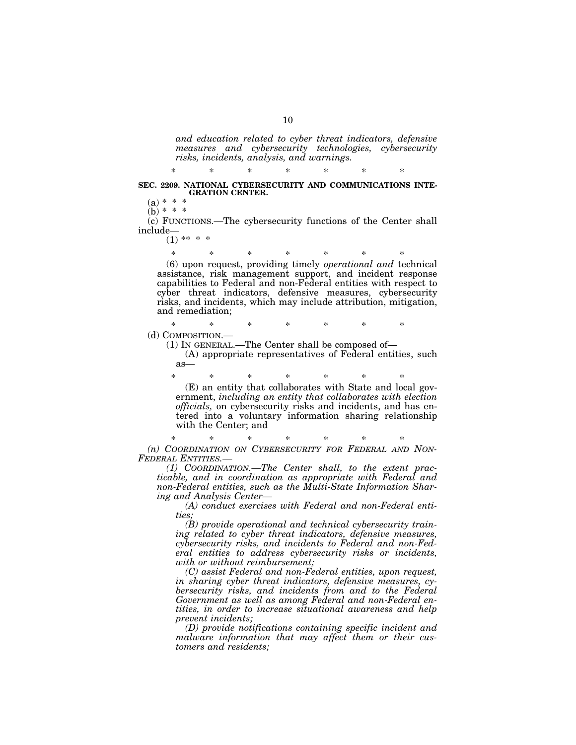*and education related to cyber threat indicators, defensive measures and cybersecurity technologies, cybersecurity risks, incidents, analysis, and warnings.*

\* \* \* \* \* \* \*

**SEC. 2209. NATIONAL CYBERSECURITY AND COMMUNICATIONS INTEGRATION CENTER.**

(a) \* \* \*

(b) \* \* \*

(c) FUNCTIONS.—The cybersecurity functions of the Center shall include—

(1) \*\* \* \*

\* \* \* \* \* \* \*

(6) upon request, providing timely *operational and* technical assistance, risk management support, and incident response capabilities to Federal and non-Federal entities with respect to cyber threat indicators, defensive measures, cybersecurity risks, and incidents, which may include attribution, mitigation, and remediation;

\* \* \* \* \* \* \*

(d) COMPOSITION.—

(1) IN GENERAL.—The Center shall be composed of—

(A) appropriate representatives of Federal entities, such as—

\* \* \* \* \* \* \*

(E) an entity that collaborates with State and local government, *including an entity that collaborates with election officials,* on cybersecurity risks and incidents, and has entered into a voluntary information sharing relationship with the Center; and

\* \* \* \* \* \* \*

*(n) COORDINATION ON CYBERSECURITY FOR FEDERAL AND NON-FEDERAL ENTITIES.—*

*(1) COORDINATION.—The Center shall, to the extent practicable, and in coordination as appropriate with Federal and non-Federal entities, such as the Multi-State Information Sharing and Analysis Center—*

*(A) conduct exercises with Federal and non-Federal entities;*

*(B) provide operational and technical cybersecurity training related to cyber threat indicators, defensive measures, cybersecurity risks, and incidents to Federal and non-Federal entities to address cybersecurity risks or incidents, with or without reimbursement;*

*(C) assist Federal and non-Federal entities, upon request, in sharing cyber threat indicators, defensive measures, cybersecurity risks, and incidents from and to the Federal Government as well as among Federal and non-Federal entities, in order to increase situational awareness and help prevent incidents;*

*(D) provide notifications containing specific incident and malware information that may affect them or their customers and residents;*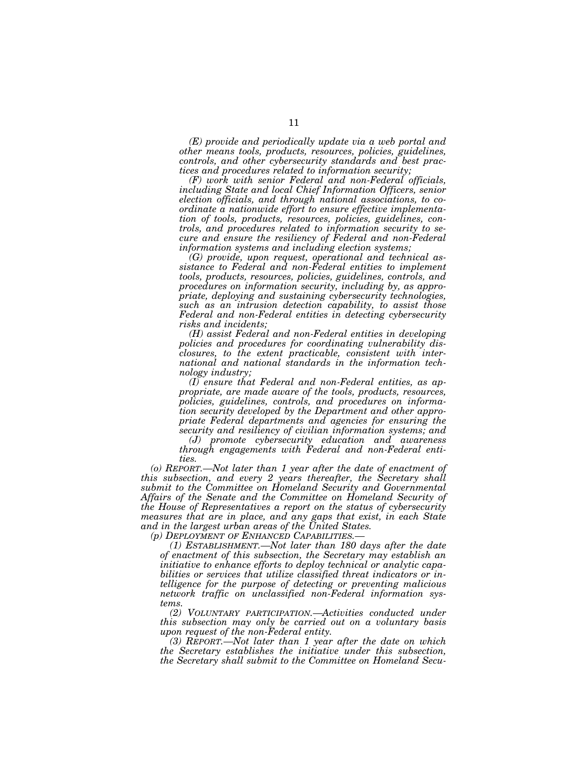*(E) provide and periodically update via a web portal and other means tools, products, resources, policies, guidelines, controls, and other cybersecurity standards and best practices and procedures related to information security;*

*(F) work with senior Federal and non-Federal officials, including State and local Chief Information Officers, senior election officials, and through national associations, to coordinate a nationwide effort to ensure effective implementation of tools, products, resources, policies, guidelines, controls, and procedures related to information security to secure and ensure the resiliency of Federal and non-Federal information systems and including election systems;*

*(G) provide, upon request, operational and technical assistance to Federal and non-Federal entities to implement tools, products, resources, policies, guidelines, controls, and procedures on information security, including by, as appropriate, deploying and sustaining cybersecurity technologies, such as an intrusion detection capability, to assist those Federal and non-Federal entities in detecting cybersecurity risks and incidents;*

*(H) assist Federal and non-Federal entities in developing policies and procedures for coordinating vulnerability disclosures, to the extent practicable, consistent with international and national standards in the information technology industry;*

*(I) ensure that Federal and non-Federal entities, as appropriate, are made aware of the tools, products, resources, policies, guidelines, controls, and procedures on information security developed by the Department and other appropriate Federal departments and agencies for ensuring the security and resiliency of civilian information systems; and*

*(J) promote cybersecurity education and awareness through engagements with Federal and non-Federal entities.*

*(o) REPORT.—Not later than 1 year after the date of enactment of this subsection, and every 2 years thereafter, the Secretary shall submit to the Committee on Homeland Security and Governmental Affairs of the Senate and the Committee on Homeland Security of the House of Representatives a report on the status of cybersecurity measures that are in place, and any gaps that exist, in each State and in the largest urban areas of the United States.*

*(p) DEPLOYMENT OF ENHANCED CAPABILITIES.—*

*(1) ESTABLISHMENT.—Not later than 180 days after the date of enactment of this subsection, the Secretary may establish an initiative to enhance efforts to deploy technical or analytic capabilities or services that utilize classified threat indicators or intelligence for the purpose of detecting or preventing malicious network traffic on unclassified non-Federal information systems.*

*(2) VOLUNTARY PARTICIPATION.—Activities conducted under this subsection may only be carried out on a voluntary basis upon request of the non-Federal entity.*

*(3) REPORT.—Not later than 1 year after the date on which the Secretary establishes the initiative under this subsection, the Secretary shall submit to the Committee on Homeland Secu-*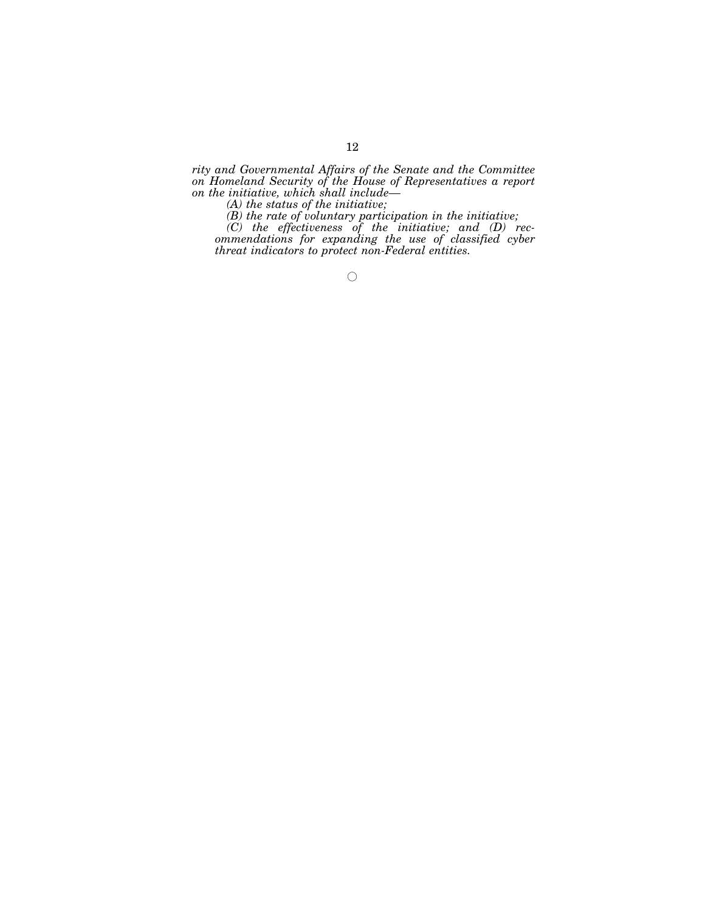*rity and Governmental Affairs of the Senate and the Committee on Homeland Security of the House of Representatives a report on the initiative, which shall include—*

*(A) the status of the initiative;*

*(B) the rate of voluntary participation in the initiative;*

*(C) the effectiveness of the initiative; and (D) recommendations for expanding the use of classified cyber threat indicators to protect non-Federal entities.*

○